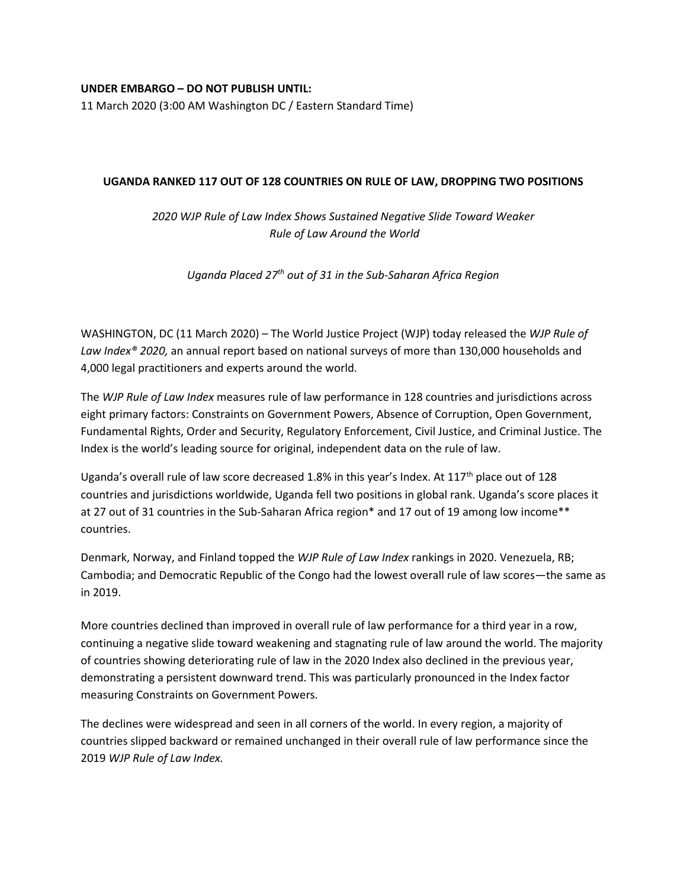**UNDER EMBARGO – DO NOT PUBLISH UNTIL:**
11 March 2020 (3:00 AM Washington DC / Eastern Standard Time)

# UGANDA RANKED 117 OUT OF 128 COUNTRIES ON RULE OF LAW, DROPPING TWO POSITIONS

*2020 WJP Rule of Law Index Shows Sustained Negative Slide Toward Weaker Rule of Law Around the World*

*Uganda Placed 27th out of 31 in the Sub-Saharan Africa Region*

WASHINGTON, DC (11 March 2020) – The World Justice Project (WJP) today released the *WJP Rule of Law Index® 2020,* an annual report based on national surveys of more than 130,000 households and 4,000 legal practitioners and experts around the world.

The *WJP Rule of Law Index* measures rule of law performance in 128 countries and jurisdictions across eight primary factors: Constraints on Government Powers, Absence of Corruption, Open Government, Fundamental Rights, Order and Security, Regulatory Enforcement, Civil Justice, and Criminal Justice. The Index is the world's leading source for original, independent data on the rule of law.

Uganda's overall rule of law score decreased 1.8% in this year's Index. At 117th place out of 128 countries and jurisdictions worldwide, Uganda fell two positions in global rank. Uganda's score places it at 27 out of 31 countries in the Sub-Saharan Africa region* and 17 out of 19 among low income** countries.

Denmark, Norway, and Finland topped the *WJP Rule of Law Index* rankings in 2020. Venezuela, RB; Cambodia; and Democratic Republic of the Congo had the lowest overall rule of law scores—the same as in 2019.

More countries declined than improved in overall rule of law performance for a third year in a row, continuing a negative slide toward weakening and stagnating rule of law around the world. The majority of countries showing deteriorating rule of law in the 2020 Index also declined in the previous year, demonstrating a persistent downward trend. This was particularly pronounced in the Index factor measuring Constraints on Government Powers.

The declines were widespread and seen in all corners of the world. In every region, a majority of countries slipped backward or remained unchanged in their overall rule of law performance since the 2019 *WJP Rule of Law Index.*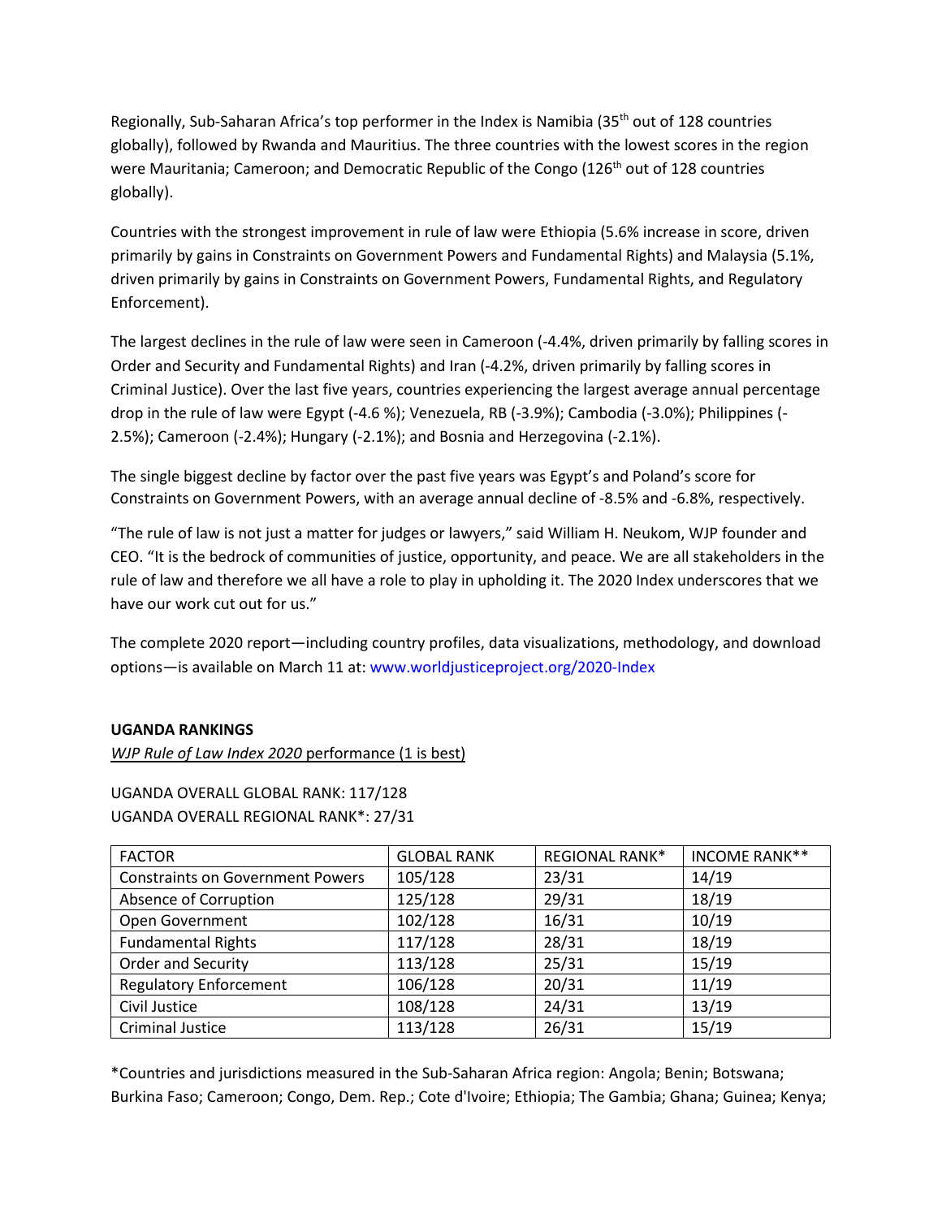Regionally, Sub-Saharan Africa's top performer in the Index is Namibia (35th out of 128 countries globally), followed by Rwanda and Mauritius. The three countries with the lowest scores in the region were Mauritania; Cameroon; and Democratic Republic of the Congo (126th out of 128 countries globally).

Countries with the strongest improvement in rule of law were Ethiopia (5.6% increase in score, driven primarily by gains in Constraints on Government Powers and Fundamental Rights) and Malaysia (5.1%, driven primarily by gains in Constraints on Government Powers, Fundamental Rights, and Regulatory Enforcement).

The largest declines in the rule of law were seen in Cameroon (-4.4%, driven primarily by falling scores in Order and Security and Fundamental Rights) and Iran (-4.2%, driven primarily by falling scores in Criminal Justice). Over the last five years, countries experiencing the largest average annual percentage drop in the rule of law were Egypt (-4.6 %); Venezuela, RB (-3.9%); Cambodia (-3.0%); Philippines (-2.5%); Cameroon (-2.4%); Hungary (-2.1%); and Bosnia and Herzegovina (-2.1%).

The single biggest decline by factor over the past five years was Egypt's and Poland's score for Constraints on Government Powers, with an average annual decline of -8.5% and -6.8%, respectively.

"The rule of law is not just a matter for judges or lawyers," said William H. Neukom, WJP founder and CEO. "It is the bedrock of communities of justice, opportunity, and peace. We are all stakeholders in the rule of law and therefore we all have a role to play in upholding it. The 2020 Index underscores that we have our work cut out for us."

The complete 2020 report—including country profiles, data visualizations, methodology, and download options—is available on March 11 at: www.worldjusticeproject.org/2020-Index

**UGANDA RANKINGS**

*WJP Rule of Law Index 2020* performance (1 is best)

UGANDA OVERALL GLOBAL RANK: 117/128
UGANDA OVERALL REGIONAL RANK*: 27/31

| FACTOR | GLOBAL RANK | REGIONAL RANK* | INCOME RANK** |
|---|---|---|---|
| Constraints on Government Powers | 105/128 | 23/31 | 14/19 |
| Absence of Corruption | 125/128 | 29/31 | 18/19 |
| Open Government | 102/128 | 16/31 | 10/19 |
| Fundamental Rights | 117/128 | 28/31 | 18/19 |
| Order and Security | 113/128 | 25/31 | 15/19 |
| Regulatory Enforcement | 106/128 | 20/31 | 11/19 |
| Civil Justice | 108/128 | 24/31 | 13/19 |
| Criminal Justice | 113/128 | 26/31 | 15/19 |

*Countries and jurisdictions measured in the Sub-Saharan Africa region: Angola; Benin; Botswana; Burkina Faso; Cameroon; Congo, Dem. Rep.; Cote d'Ivoire; Ethiopia; The Gambia; Ghana; Guinea; Kenya;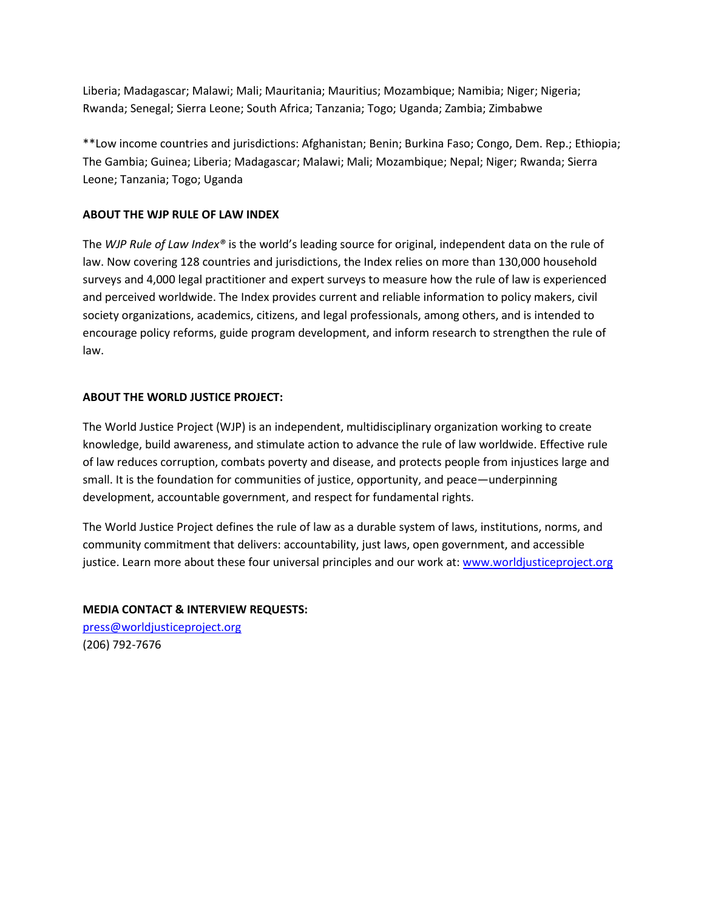Liberia; Madagascar; Malawi; Mali; Mauritania; Mauritius; Mozambique; Namibia; Niger; Nigeria; Rwanda; Senegal; Sierra Leone; South Africa; Tanzania; Togo; Uganda; Zambia; Zimbabwe

**Low income countries and jurisdictions: Afghanistan; Benin; Burkina Faso; Congo, Dem. Rep.; Ethiopia; The Gambia; Guinea; Liberia; Madagascar; Malawi; Mali; Mozambique; Nepal; Niger; Rwanda; Sierra Leone; Tanzania; Togo; Uganda

**ABOUT THE WJP RULE OF LAW INDEX**

The *WJP Rule of Law Index®* is the world's leading source for original, independent data on the rule of law. Now covering 128 countries and jurisdictions, the Index relies on more than 130,000 household surveys and 4,000 legal practitioner and expert surveys to measure how the rule of law is experienced and perceived worldwide. The Index provides current and reliable information to policy makers, civil society organizations, academics, citizens, and legal professionals, among others, and is intended to encourage policy reforms, guide program development, and inform research to strengthen the rule of law.

**ABOUT THE WORLD JUSTICE PROJECT:**

The World Justice Project (WJP) is an independent, multidisciplinary organization working to create knowledge, build awareness, and stimulate action to advance the rule of law worldwide. Effective rule of law reduces corruption, combats poverty and disease, and protects people from injustices large and small. It is the foundation for communities of justice, opportunity, and peace—underpinning development, accountable government, and respect for fundamental rights.

The World Justice Project defines the rule of law as a durable system of laws, institutions, norms, and community commitment that delivers: accountability, just laws, open government, and accessible justice. Learn more about these four universal principles and our work at: [www.worldjusticeproject.org](www.worldjusticeproject.org)

**MEDIA CONTACT & INTERVIEW REQUESTS:**

[press@worldjusticeproject.org](mailto:press@worldjusticeproject.org)
(206) 792-7676